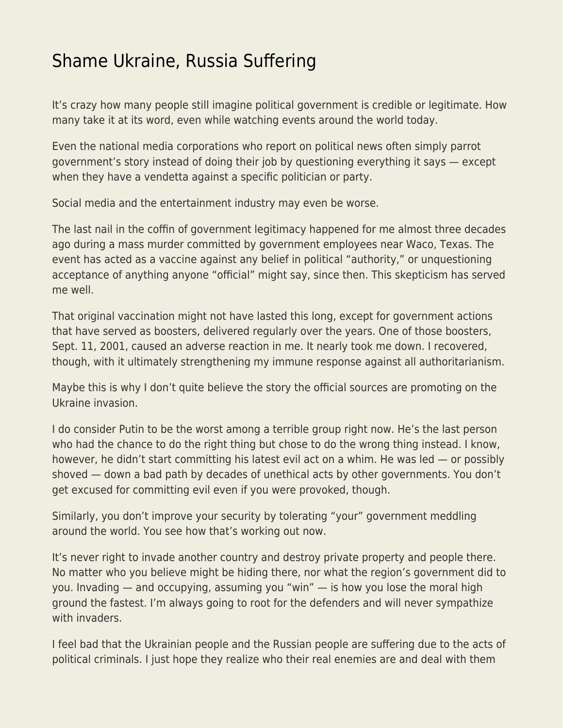# Shame Ukraine, Russia Suffering

It's crazy how many people still imagine political government is credible or legitimate. How many take it at its word, even while watching events around the world today.

Even the national media corporations who report on political news often simply parrot government's story instead of doing their job by questioning everything it says — except when they have a vendetta against a specific politician or party.

Social media and the entertainment industry may even be worse.

The last nail in the coffin of government legitimacy happened for me almost three decades ago during a mass murder committed by government employees near Waco, Texas. The event has acted as a vaccine against any belief in political "authority," or unquestioning acceptance of anything anyone "official" might say, since then. This skepticism has served me well.

That original vaccination might not have lasted this long, except for government actions that have served as boosters, delivered regularly over the years. One of those boosters, Sept. 11, 2001, caused an adverse reaction in me. It nearly took me down. I recovered, though, with it ultimately strengthening my immune response against all authoritarianism.

Maybe this is why I don't quite believe the story the official sources are promoting on the Ukraine invasion.

I do consider Putin to be the worst among a terrible group right now. He's the last person who had the chance to do the right thing but chose to do the wrong thing instead. I know, however, he didn't start committing his latest evil act on a whim. He was led — or possibly shoved — down a bad path by decades of unethical acts by other governments. You don't get excused for committing evil even if you were provoked, though.

Similarly, you don't improve your security by tolerating "your" government meddling around the world. You see how that's working out now.

It's never right to invade another country and destroy private property and people there. No matter who you believe might be hiding there, nor what the region's government did to you. Invading — and occupying, assuming you "win" — is how you lose the moral high ground the fastest. I'm always going to root for the defenders and will never sympathize with invaders.

I feel bad that the Ukrainian people and the Russian people are suffering due to the acts of political criminals. I just hope they realize who their real enemies are and deal with them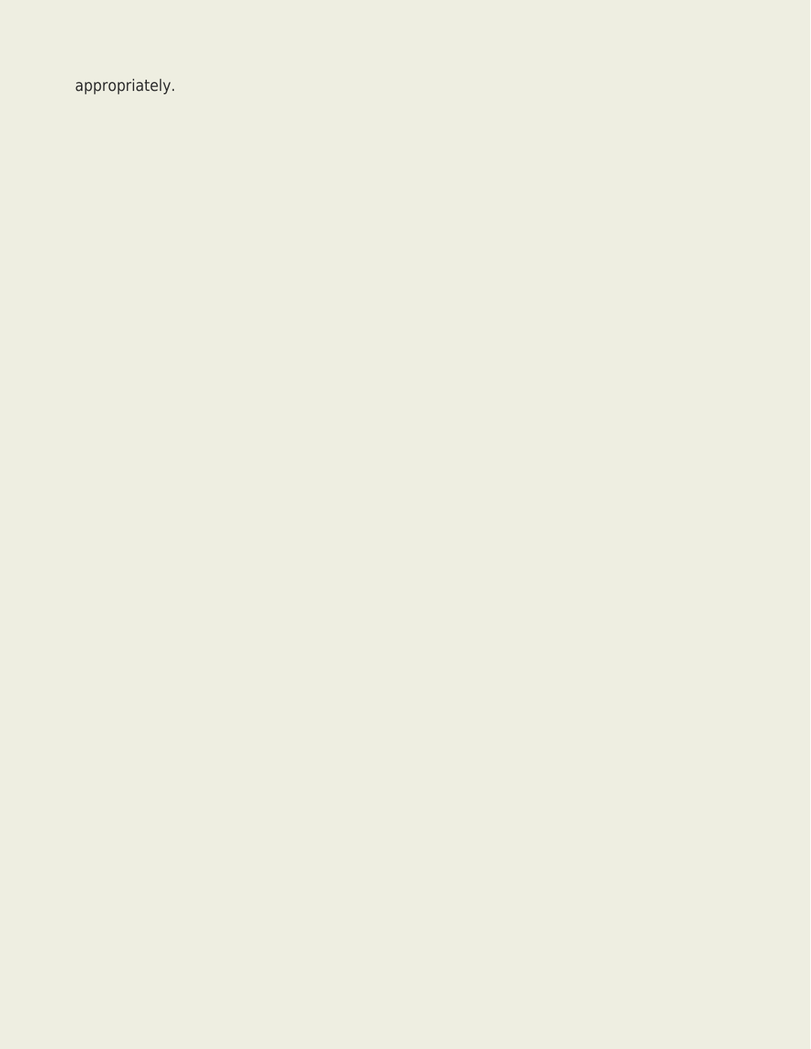appropriately.